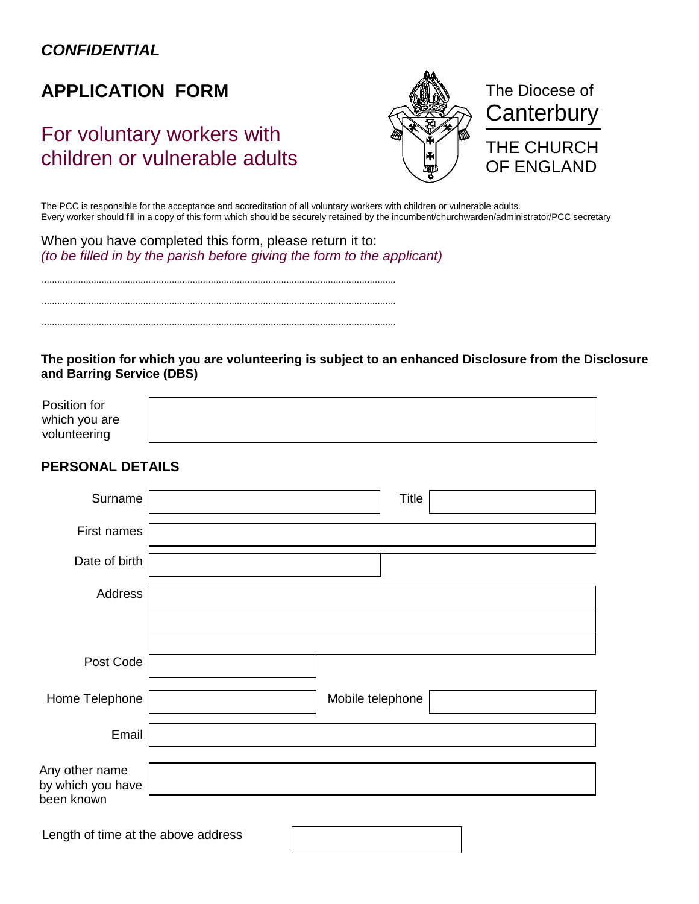***CONFIDENTIAL***

# APPLICATION FORM

## For voluntary workers with children or vulnerable adults

The Diocese of
Canterbury
THE CHURCH
OF ENGLAND

The PCC is responsible for the acceptance and accreditation of all voluntary workers with children or vulnerable adults.
Every worker should fill in a copy of this form which should be securely retained by the incumbent/churchwarden/administrator/PCC secretary

When you have completed this form, please return it to:
*(to be filled in by the parish before giving the form to the applicant)*

.......................................................................................................................................

.......................................................................................................................................

.......................................................................................................................................

**The position for which you are volunteering is subject to an enhanced Disclosure from the Disclosure and Barring Service (DBS)**

| Position for which you are volunteering | |
|---|---|

## PERSONAL DETAILS

| | | | |
|---|---|---|---|
| Surname | | Title | |
| First names | | | |
| Date of birth | | | |
| Address | | | |
| | | | |
| | | | |
| Post Code | | | |
| Home Telephone | | Mobile telephone | |
| Email | | | |
| Any other name by which you have been known | | | |

| Length of time at the above address | |
|---|---|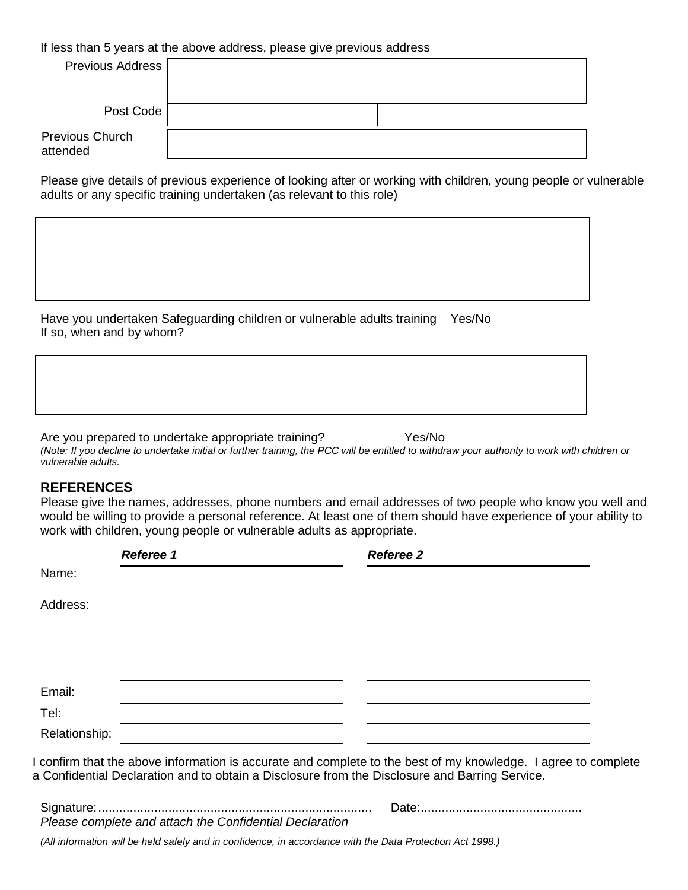If less than 5 years at the above address, please give previous address

| | | |
|---|---|---|
| Previous Address | | |
| | | |
| Post Code | | |
| Previous Church attended | | |

Please give details of previous experience of looking after or working with children, young people or vulnerable adults or any specific training undertaken (as relevant to this role)

| |
|---|
| |

Have you undertaken Safeguarding children or vulnerable adults training Yes/No
If so, when and by whom?

| |
|---|
| |

Are you prepared to undertake appropriate training? Yes/No

*(Note: If you decline to undertake initial or further training, the PCC will be entitled to withdraw your authority to work with children or vulnerable adults.*

## REFERENCES

Please give the names, addresses, phone numbers and email addresses of two people who know you well and would be willing to provide a personal reference. At least one of them should have experience of your ability to work with children, young people or vulnerable adults as appropriate.

| | ***Referee 1*** | ***Referee 2*** |
|---|---|---|
| Name: | | |
| Address: | | |
| Email: | | |
| Tel: | | |
| Relationship: | | |

I confirm that the above information is accurate and complete to the best of my knowledge. I agree to complete a Confidential Declaration and to obtain a Disclosure from the Disclosure and Barring Service.

Signature:.............................................................................. Date:..............................................

*Please complete and attach the Confidential Declaration*

*(All information will be held safely and in confidence, in accordance with the Data Protection Act 1998.)*